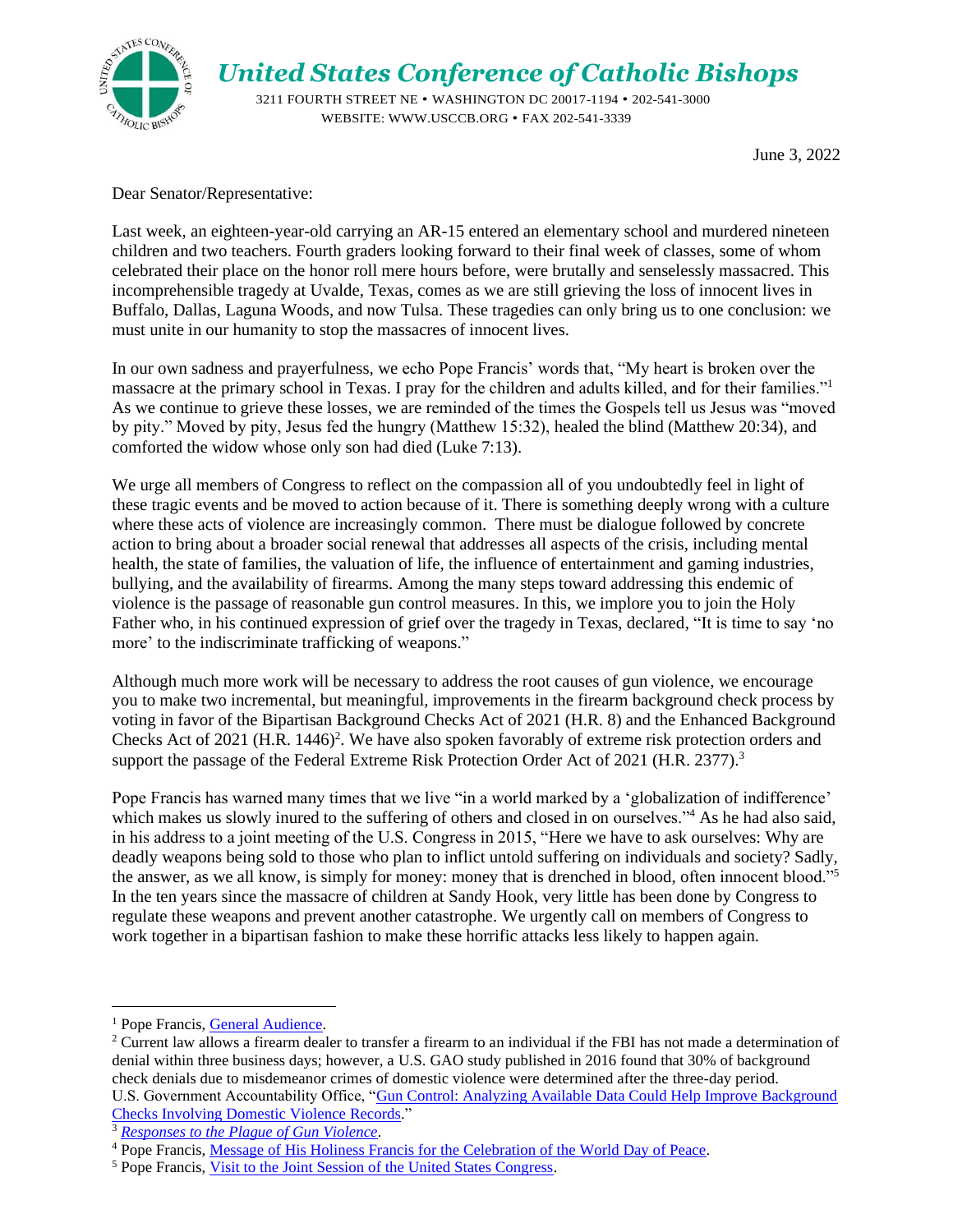# United States Conference of Catholic Bishops

3211 FOURTH STREET NE • WASHINGTON DC 20017-1194 • 202-541-3000
WEBSITE: WWW.USCCB.ORG • FAX 202-541-3339

June 3, 2022

Dear Senator/Representative:

Last week, an eighteen-year-old carrying an AR-15 entered an elementary school and murdered nineteen children and two teachers. Fourth graders looking forward to their final week of classes, some of whom celebrated their place on the honor roll mere hours before, were brutally and senselessly massacred. This incomprehensible tragedy at Uvalde, Texas, comes as we are still grieving the loss of innocent lives in Buffalo, Dallas, Laguna Woods, and now Tulsa. These tragedies can only bring us to one conclusion: we must unite in our humanity to stop the massacres of innocent lives.

In our own sadness and prayerfulness, we echo Pope Francis' words that, "My heart is broken over the massacre at the primary school in Texas. I pray for the children and adults killed, and for their families."[1] As we continue to grieve these losses, we are reminded of the times the Gospels tell us Jesus was "moved by pity." Moved by pity, Jesus fed the hungry (Matthew 15:32), healed the blind (Matthew 20:34), and comforted the widow whose only son had died (Luke 7:13).

We urge all members of Congress to reflect on the compassion all of you undoubtedly feel in light of these tragic events and be moved to action because of it. There is something deeply wrong with a culture where these acts of violence are increasingly common. There must be dialogue followed by concrete action to bring about a broader social renewal that addresses all aspects of the crisis, including mental health, the state of families, the valuation of life, the influence of entertainment and gaming industries, bullying, and the availability of firearms. Among the many steps toward addressing this endemic of violence is the passage of reasonable gun control measures. In this, we implore you to join the Holy Father who, in his continued expression of grief over the tragedy in Texas, declared, "It is time to say 'no more' to the indiscriminate trafficking of weapons."

Although much more work will be necessary to address the root causes of gun violence, we encourage you to make two incremental, but meaningful, improvements in the firearm background check process by voting in favor of the Bipartisan Background Checks Act of 2021 (H.R. 8) and the Enhanced Background Checks Act of 2021 (H.R. 1446)[2]. We have also spoken favorably of extreme risk protection orders and support the passage of the Federal Extreme Risk Protection Order Act of 2021 (H.R. 2377).[3]

Pope Francis has warned many times that we live "in a world marked by a 'globalization of indifference' which makes us slowly inured to the suffering of others and closed in on ourselves."[4] As he had also said, in his address to a joint meeting of the U.S. Congress in 2015, "Here we have to ask ourselves: Why are deadly weapons being sold to those who plan to inflict untold suffering on individuals and society? Sadly, the answer, as we all know, is simply for money: money that is drenched in blood, often innocent blood."[5] In the ten years since the massacre of children at Sandy Hook, very little has been done by Congress to regulate these weapons and prevent another catastrophe. We urgently call on members of Congress to work together in a bipartisan fashion to make these horrific attacks less likely to happen again.

---

[1] Pope Francis, General Audience.

[2] Current law allows a firearm dealer to transfer a firearm to an individual if the FBI has not made a determination of denial within three business days; however, a U.S. GAO study published in 2016 found that 30% of background check denials due to misdemeanor crimes of domestic violence were determined after the three-day period. U.S. Government Accountability Office, "Gun Control: Analyzing Available Data Could Help Improve Background Checks Involving Domestic Violence Records."

[3] *Responses to the Plague of Gun Violence*.

[4] Pope Francis, Message of His Holiness Francis for the Celebration of the World Day of Peace.

[5] Pope Francis, Visit to the Joint Session of the United States Congress.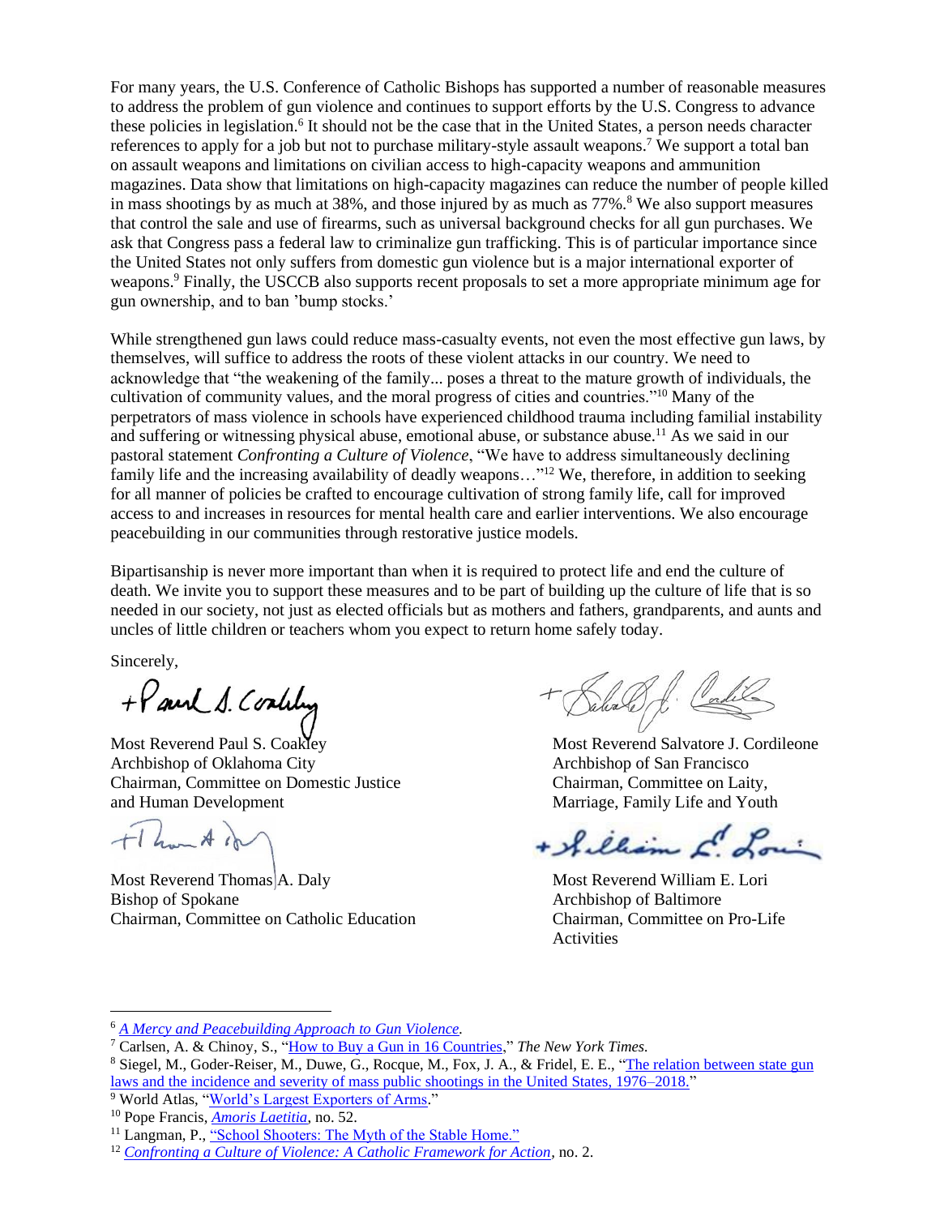For many years, the U.S. Conference of Catholic Bishops has supported a number of reasonable measures to address the problem of gun violence and continues to support efforts by the U.S. Congress to advance these policies in legislation.[6] It should not be the case that in the United States, a person needs character references to apply for a job but not to purchase military-style assault weapons.[7] We support a total ban on assault weapons and limitations on civilian access to high-capacity weapons and ammunition magazines. Data show that limitations on high-capacity magazines can reduce the number of people killed in mass shootings by as much at 38%, and those injured by as much as 77%.[8] We also support measures that control the sale and use of firearms, such as universal background checks for all gun purchases. We ask that Congress pass a federal law to criminalize gun trafficking. This is of particular importance since the United States not only suffers from domestic gun violence but is a major international exporter of weapons.[9] Finally, the USCCB also supports recent proposals to set a more appropriate minimum age for gun ownership, and to ban 'bump stocks.'

While strengthened gun laws could reduce mass-casualty events, not even the most effective gun laws, by themselves, will suffice to address the roots of these violent attacks in our country. We need to acknowledge that "the weakening of the family... poses a threat to the mature growth of individuals, the cultivation of community values, and the moral progress of cities and countries."[10] Many of the perpetrators of mass violence in schools have experienced childhood trauma including familial instability and suffering or witnessing physical abuse, emotional abuse, or substance abuse.[11] As we said in our pastoral statement *Confronting a Culture of Violence*, "We have to address simultaneously declining family life and the increasing availability of deadly weapons…"[12] We, therefore, in addition to seeking for all manner of policies be crafted to encourage cultivation of strong family life, call for improved access to and increases in resources for mental health care and earlier interventions. We also encourage peacebuilding in our communities through restorative justice models.

Bipartisanship is never more important than when it is required to protect life and end the culture of death. We invite you to support these measures and to be part of building up the culture of life that is so needed in our society, not just as elected officials but as mothers and fathers, grandparents, and aunts and uncles of little children or teachers whom you expect to return home safely today.

Sincerely,

Most Reverend Paul S. Coakley
Archbishop of Oklahoma City
Chairman, Committee on Domestic Justice and Human Development

Most Reverend Salvatore J. Cordileone
Archbishop of San Francisco
Chairman, Committee on Laity, Marriage, Family Life and Youth

Most Reverend Thomas A. Daly
Bishop of Spokane
Chairman, Committee on Catholic Education

Most Reverend William E. Lori
Archbishop of Baltimore
Chairman, Committee on Pro-Life Activities

---

[6] *A Mercy and Peacebuilding Approach to Gun Violence*.

[7] Carlsen, A. & Chinoy, S., "How to Buy a Gun in 16 Countries," *The New York Times*.

[8] Siegel, M., Goder-Reiser, M., Duwe, G., Rocque, M., Fox, J. A., & Fridel, E. E., "The relation between state gun laws and the incidence and severity of mass public shootings in the United States, 1976–2018."

[9] World Atlas, "World's Largest Exporters of Arms."

[10] Pope Francis, *Amoris Laetitia*, no. 52.

[11] Langman, P., "School Shooters: The Myth of the Stable Home."

[12] *Confronting a Culture of Violence: A Catholic Framework for Action*, no. 2.